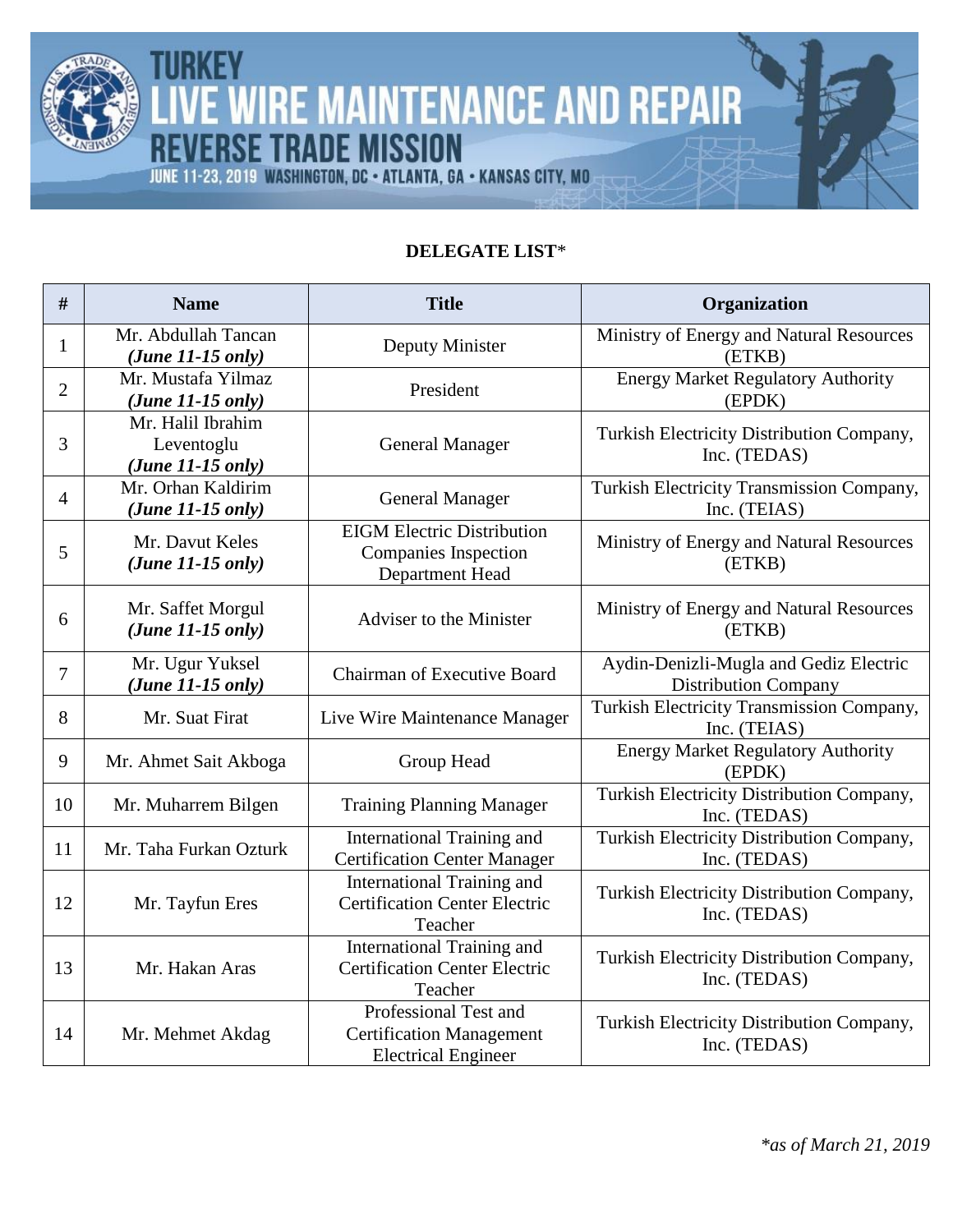# TURKEY LIVE WIRE MAINTENANCE AND REPAIR REVERSE TRADE MISSION

JUNE 11-23, 2019 WASHINGTON, DC • ATLANTA, GA • KANSAS CITY, MO

**DELEGATE LIST***

| # | Name | Title | Organization |
|---|---|---|---|
| 1 | Mr. Abdullah Tancan ***(June 11-15 only)*** | Deputy Minister | Ministry of Energy and Natural Resources (ETKB) |
| 2 | Mr. Mustafa Yilmaz ***(June 11-15 only)*** | President | Energy Market Regulatory Authority (EPDK) |
| 3 | Mr. Halil Ibrahim Leventoglu ***(June 11-15 only)*** | General Manager | Turkish Electricity Distribution Company, Inc. (TEDAS) |
| 4 | Mr. Orhan Kaldirim ***(June 11-15 only)*** | General Manager | Turkish Electricity Transmission Company, Inc. (TEIAS) |
| 5 | Mr. Davut Keles ***(June 11-15 only)*** | EIGM Electric Distribution Companies Inspection Department Head | Ministry of Energy and Natural Resources (ETKB) |
| 6 | Mr. Saffet Morgul ***(June 11-15 only)*** | Adviser to the Minister | Ministry of Energy and Natural Resources (ETKB) |
| 7 | Mr. Ugur Yuksel ***(June 11-15 only)*** | Chairman of Executive Board | Aydin-Denizli-Mugla and Gediz Electric Distribution Company |
| 8 | Mr. Suat Firat | Live Wire Maintenance Manager | Turkish Electricity Transmission Company, Inc. (TEIAS) |
| 9 | Mr. Ahmet Sait Akboga | Group Head | Energy Market Regulatory Authority (EPDK) |
| 10 | Mr. Muharrem Bilgen | Training Planning Manager | Turkish Electricity Distribution Company, Inc. (TEDAS) |
| 11 | Mr. Taha Furkan Ozturk | International Training and Certification Center Manager | Turkish Electricity Distribution Company, Inc. (TEDAS) |
| 12 | Mr. Tayfun Eres | International Training and Certification Center Electric Teacher | Turkish Electricity Distribution Company, Inc. (TEDAS) |
| 13 | Mr. Hakan Aras | International Training and Certification Center Electric Teacher | Turkish Electricity Distribution Company, Inc. (TEDAS) |
| 14 | Mr. Mehmet Akdag | Professional Test and Certification Management Electrical Engineer | Turkish Electricity Distribution Company, Inc. (TEDAS) |

**as of March 21, 2019*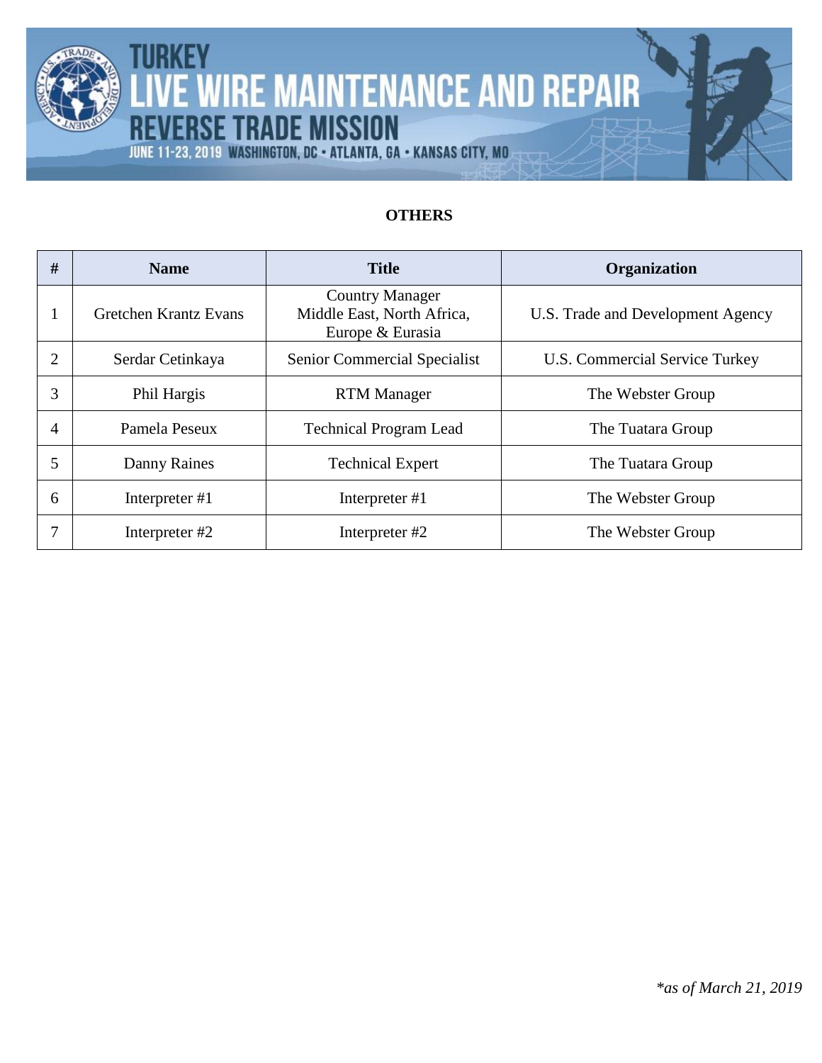# TURKEY LIVE WIRE MAINTENANCE AND REPAIR REVERSE TRADE MISSION

JUNE 11-23, 2019 WASHINGTON, DC • ATLANTA, GA • KANSAS CITY, MO

## OTHERS

| # | Name | Title | Organization |
|---|---|---|---|
| 1 | Gretchen Krantz Evans | Country Manager Middle East, North Africa, Europe & Eurasia | U.S. Trade and Development Agency |
| 2 | Serdar Cetinkaya | Senior Commercial Specialist | U.S. Commercial Service Turkey |
| 3 | Phil Hargis | RTM Manager | The Webster Group |
| 4 | Pamela Peseux | Technical Program Lead | The Tuatara Group |
| 5 | Danny Raines | Technical Expert | The Tuatara Group |
| 6 | Interpreter #1 | Interpreter #1 | The Webster Group |
| 7 | Interpreter #2 | Interpreter #2 | The Webster Group |

*\*as of March 21, 2019*